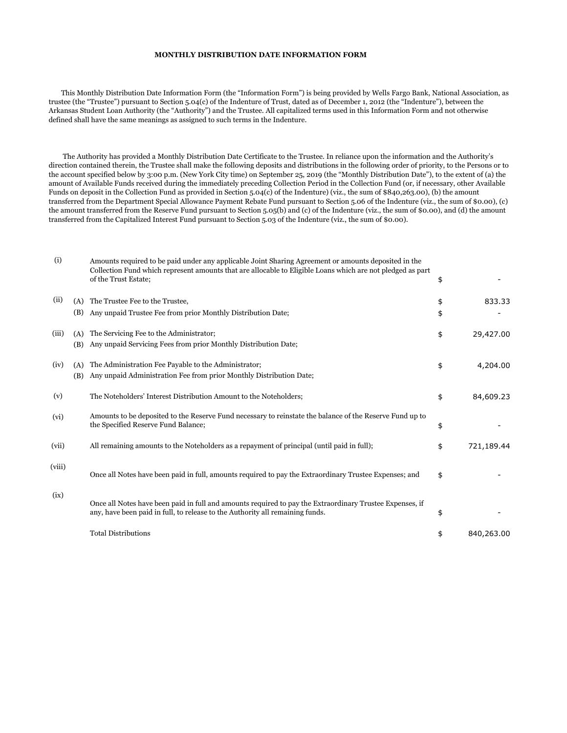**MONTHLY DISTRIBUTION DATE INFORMATION FORM**

This Monthly Distribution Date Information Form (the "Information Form") is being provided by Wells Fargo Bank, National Association, as trustee (the "Trustee") pursuant to Section 5.04(c) of the Indenture of Trust, dated as of December 1, 2012 (the "Indenture"), between the Arkansas Student Loan Authority (the "Authority") and the Trustee. All capitalized terms used in this Information Form and not otherwise defined shall have the same meanings as assigned to such terms in the Indenture.

The Authority has provided a Monthly Distribution Date Certificate to the Trustee. In reliance upon the information and the Authority's direction contained therein, the Trustee shall make the following deposits and distributions in the following order of priority, to the Persons or to the account specified below by 3:00 p.m. (New York City time) on September 25, 2019 (the "Monthly Distribution Date"), to the extent of (a) the amount of Available Funds received during the immediately preceding Collection Period in the Collection Fund (or, if necessary, other Available Funds on deposit in the Collection Fund as provided in Section 5.04(c) of the Indenture) (viz., the sum of $840,263.00), (b) the amount transferred from the Department Special Allowance Payment Rebate Fund pursuant to Section 5.06 of the Indenture (viz., the sum of $0.00), (c) the amount transferred from the Reserve Fund pursuant to Section 5.05(b) and (c) of the Indenture (viz., the sum of $0.00), and (d) the amount transferred from the Capitalized Interest Fund pursuant to Section 5.03 of the Indenture (viz., the sum of $0.00).

| | | | | |
|---|---|---|---|---|
| (i) | | Amounts required to be paid under any applicable Joint Sharing Agreement or amounts deposited in the Collection Fund which represent amounts that are allocable to Eligible Loans which are not pledged as part of the Trust Estate; | $ | - |
| (ii) | (A) | The Trustee Fee to the Trustee, | $ | 833.33 |
| | (B) | Any unpaid Trustee Fee from prior Monthly Distribution Date; | $ | - |
| (iii) | (A) | The Servicing Fee to the Administrator; | $ | 29,427.00 |
| | (B) | Any unpaid Servicing Fees from prior Monthly Distribution Date; | | |
| (iv) | (A) | The Administration Fee Payable to the Administrator; | $ | 4,204.00 |
| | (B) | Any unpaid Administration Fee from prior Monthly Distribution Date; | | |
| (v) | | The Noteholders' Interest Distribution Amount to the Noteholders; | $ | 84,609.23 |
| (vi) | | Amounts to be deposited to the Reserve Fund necessary to reinstate the balance of the Reserve Fund up to the Specified Reserve Fund Balance; | $ | - |
| (vii) | | All remaining amounts to the Noteholders as a repayment of principal (until paid in full); | $ | 721,189.44 |
| (viii) | | Once all Notes have been paid in full, amounts required to pay the Extraordinary Trustee Expenses; and | $ | - |
| (ix) | | Once all Notes have been paid in full and amounts required to pay the Extraordinary Trustee Expenses, if any, have been paid in full, to release to the Authority all remaining funds. | $ | - |
| | | Total Distributions | $ | 840,263.00 |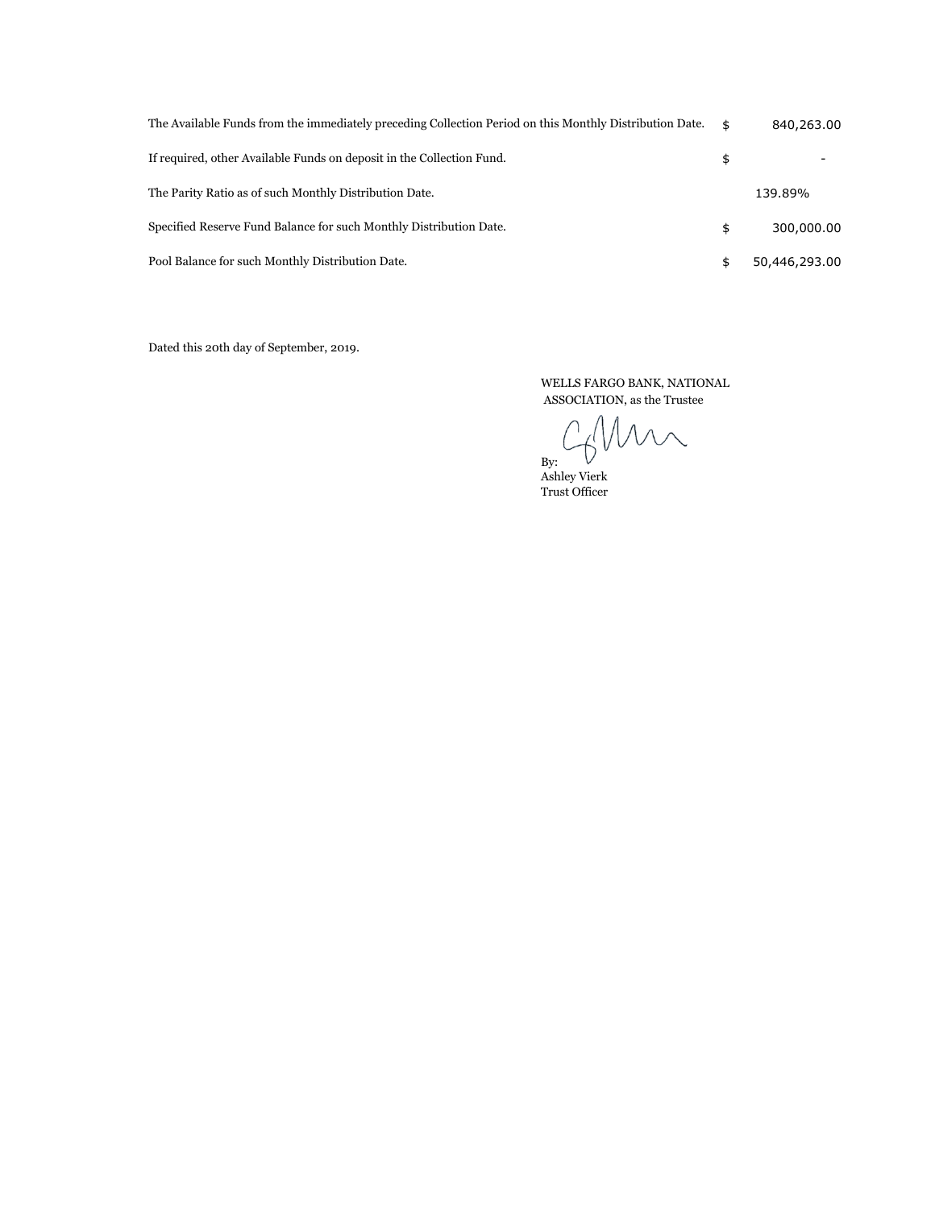| | | |
|---|---|---|
| The Available Funds from the immediately preceding Collection Period on this Monthly Distribution Date. | $ | 840,263.00 |
| If required, other Available Funds on deposit in the Collection Fund. | $ | - |
| The Parity Ratio as of such Monthly Distribution Date. | | 139.89% |
| Specified Reserve Fund Balance for such Monthly Distribution Date. | $ | 300,000.00 |
| Pool Balance for such Monthly Distribution Date. | $ | 50,446,293.00 |

Dated this 20th day of September, 2019.

WELLS FARGO BANK, NATIONAL ASSOCIATION, as the Trustee

By:
Ashley Vierk
Trust Officer